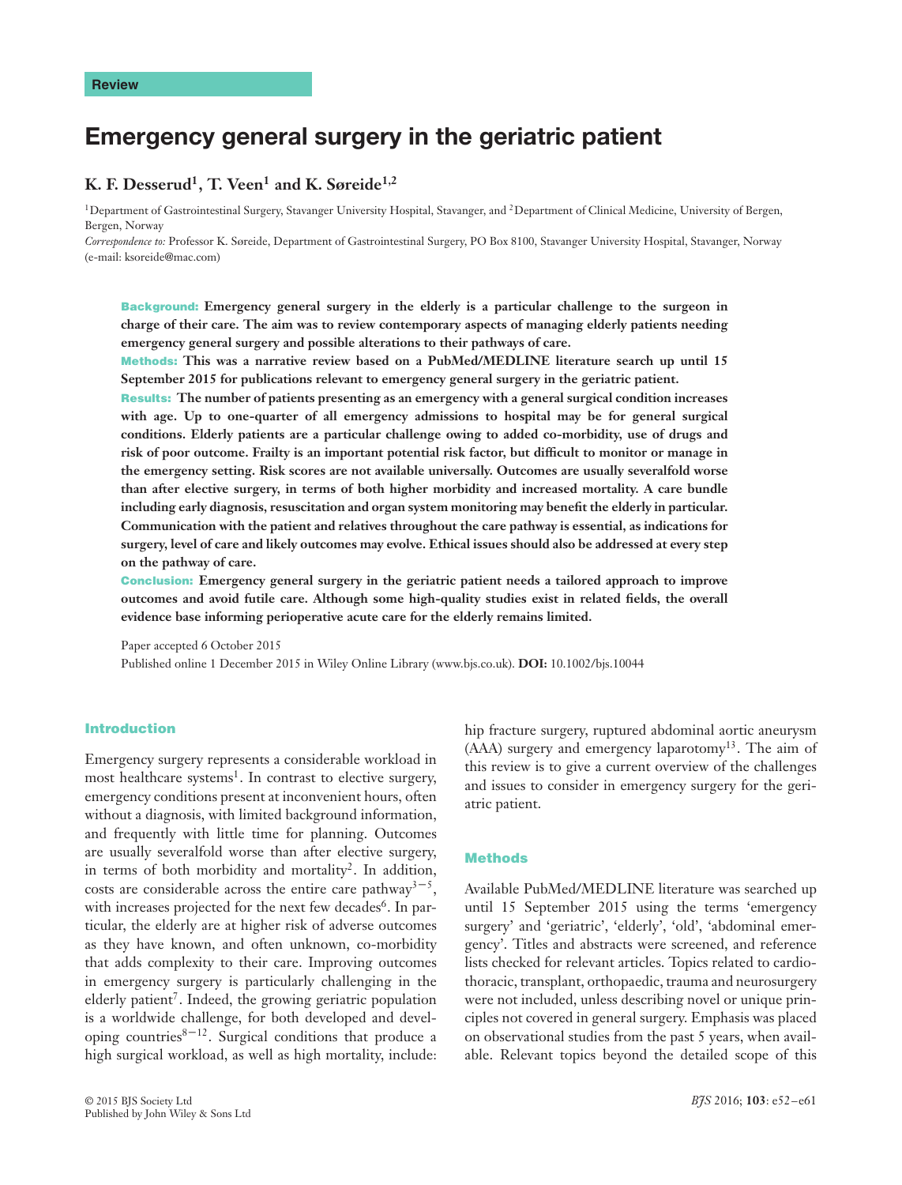Review

# Emergency general surgery in the geriatric patient

**K. F. Desserud[1], T. Veen[1] and K. Søreide[1,2]**

[1]Department of Gastrointestinal Surgery, Stavanger University Hospital, Stavanger, and [2]Department of Clinical Medicine, University of Bergen, Bergen, Norway

*Correspondence to:* Professor K. Søreide, Department of Gastrointestinal Surgery, PO Box 8100, Stavanger University Hospital, Stavanger, Norway (e-mail: ksoreide@mac.com)

**Background:** **Emergency general surgery in the elderly is a particular challenge to the surgeon in charge of their care. The aim was to review contemporary aspects of managing elderly patients needing emergency general surgery and possible alterations to their pathways of care.**

**Methods:** **This was a narrative review based on a PubMed/MEDLINE literature search up until 15 September 2015 for publications relevant to emergency general surgery in the geriatric patient.**

**Results:** **The number of patients presenting as an emergency with a general surgical condition increases with age. Up to one-quarter of all emergency admissions to hospital may be for general surgical conditions. Elderly patients are a particular challenge owing to added co-morbidity, use of drugs and risk of poor outcome. Frailty is an important potential risk factor, but difficult to monitor or manage in the emergency setting. Risk scores are not available universally. Outcomes are usually severalfold worse than after elective surgery, in terms of both higher morbidity and increased mortality. A care bundle including early diagnosis, resuscitation and organ system monitoring may benefit the elderly in particular. Communication with the patient and relatives throughout the care pathway is essential, as indications for surgery, level of care and likely outcomes may evolve. Ethical issues should also be addressed at every step on the pathway of care.**

**Conclusion:** **Emergency general surgery in the geriatric patient needs a tailored approach to improve outcomes and avoid futile care. Although some high-quality studies exist in related fields, the overall evidence base informing perioperative acute care for the elderly remains limited.**

Paper accepted 6 October 2015

Published online 1 December 2015 in Wiley Online Library (www.bjs.co.uk). **DOI:** 10.1002/bjs.10044

## Introduction

Emergency surgery represents a considerable workload in most healthcare systems[1]. In contrast to elective surgery, emergency conditions present at inconvenient hours, often without a diagnosis, with limited background information, and frequently with little time for planning. Outcomes are usually severalfold worse than after elective surgery, in terms of both morbidity and mortality[2]. In addition, costs are considerable across the entire care pathway[3–5], with increases projected for the next few decades[6]. In particular, the elderly are at higher risk of adverse outcomes as they have known, and often unknown, co-morbidity that adds complexity to their care. Improving outcomes in emergency surgery is particularly challenging in the elderly patient[7]. Indeed, the growing geriatric population is a worldwide challenge, for both developed and developing countries[8–12]. Surgical conditions that produce a high surgical workload, as well as high mortality, include: hip fracture surgery, ruptured abdominal aortic aneurysm (AAA) surgery and emergency laparotomy[13]. The aim of this review is to give a current overview of the challenges and issues to consider in emergency surgery for the geriatric patient.

## Methods

Available PubMed/MEDLINE literature was searched up until 15 September 2015 using the terms 'emergency surgery' and 'geriatric', 'elderly', 'old', 'abdominal emergency'. Titles and abstracts were screened, and reference lists checked for relevant articles. Topics related to cardiothoracic, transplant, orthopaedic, trauma and neurosurgery were not included, unless describing novel or unique principles not covered in general surgery. Emphasis was placed on observational studies from the past 5 years, when available. Relevant topics beyond the detailed scope of this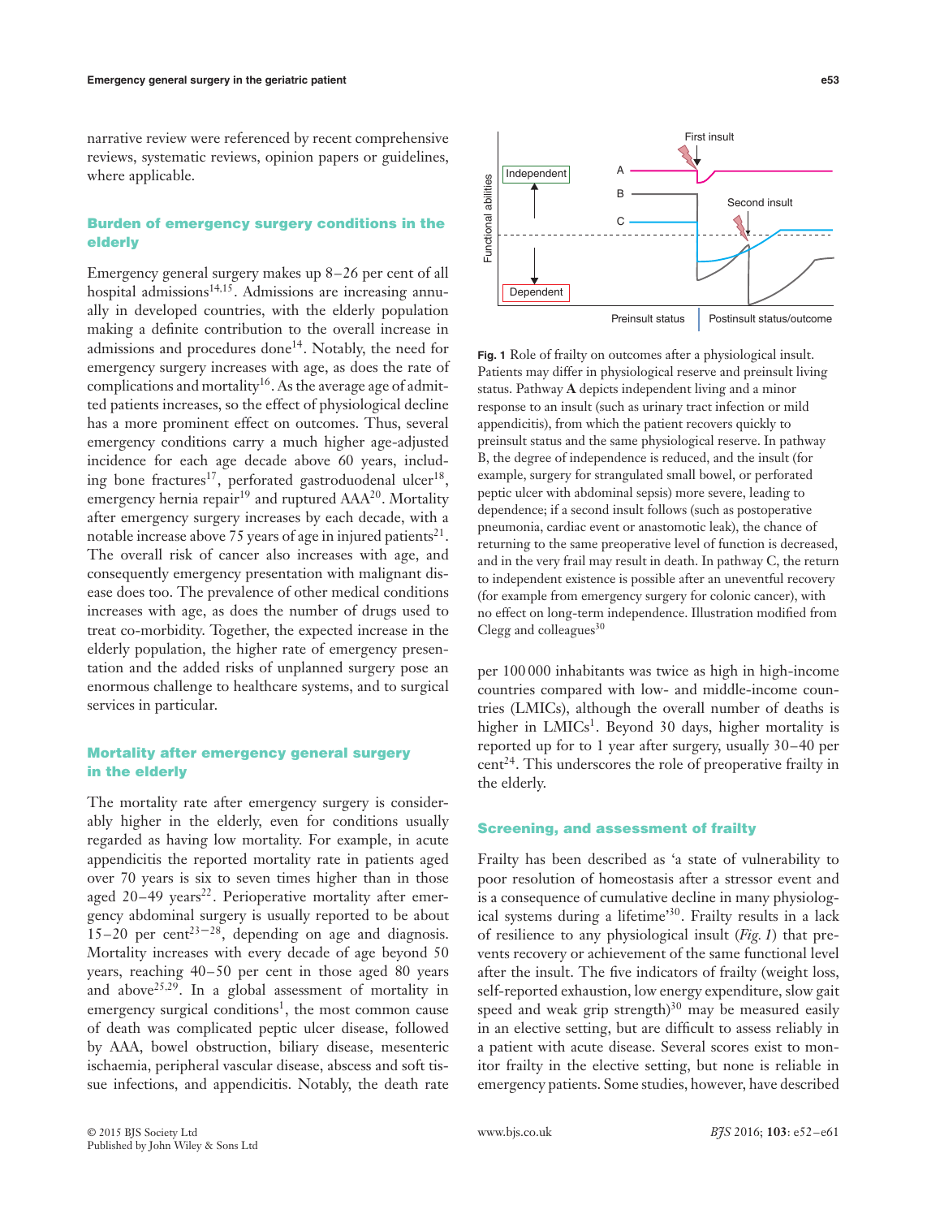narrative review were referenced by recent comprehensive reviews, systematic reviews, opinion papers or guidelines, where applicable.

## Burden of emergency surgery conditions in the elderly

Emergency general surgery makes up 8–26 per cent of all hospital admissions[14,15]. Admissions are increasing annually in developed countries, with the elderly population making a definite contribution to the overall increase in admissions and procedures done[14]. Notably, the need for emergency surgery increases with age, as does the rate of complications and mortality[16]. As the average age of admitted patients increases, so the effect of physiological decline has a more prominent effect on outcomes. Thus, several emergency conditions carry a much higher age-adjusted incidence for each age decade above 60 years, including bone fractures[17], perforated gastroduodenal ulcer[18], emergency hernia repair[19] and ruptured AAA[20]. Mortality after emergency surgery increases by each decade, with a notable increase above 75 years of age in injured patients[21]. The overall risk of cancer also increases with age, and consequently emergency presentation with malignant disease does too. The prevalence of other medical conditions increases with age, as does the number of drugs used to treat co-morbidity. Together, the expected increase in the elderly population, the higher rate of emergency presentation and the added risks of unplanned surgery pose an enormous challenge to healthcare systems, and to surgical services in particular.

## Mortality after emergency general surgery in the elderly

The mortality rate after emergency surgery is considerably higher in the elderly, even for conditions usually regarded as having low mortality. For example, in acute appendicitis the reported mortality rate in patients aged over 70 years is six to seven times higher than in those aged 20–49 years[22]. Perioperative mortality after emergency abdominal surgery is usually reported to be about 15–20 per cent[23–28], depending on age and diagnosis. Mortality increases with every decade of age beyond 50 years, reaching 40–50 per cent in those aged 80 years and above[25,29]. In a global assessment of mortality in emergency surgical conditions[1], the most common cause of death was complicated peptic ulcer disease, followed by AAA, bowel obstruction, biliary disease, mesenteric ischaemia, peripheral vascular disease, abscess and soft tissue infections, and appendicitis. Notably, the death rate per 100 000 inhabitants was twice as high in high-income countries compared with low- and middle-income countries (LMICs), although the overall number of deaths is higher in LMICs[1]. Beyond 30 days, higher mortality is reported up for to 1 year after surgery, usually 30–40 per cent[24]. This underscores the role of preoperative frailty in the elderly.

**Fig. 1** Role of frailty on outcomes after a physiological insult. Patients may differ in physiological reserve and preinsult living status. Pathway **A** depicts independent living and a minor response to an insult (such as urinary tract infection or mild appendicitis), from which the patient recovers quickly to preinsult status and the same physiological reserve. In pathway B, the degree of independence is reduced, and the insult (for example, surgery for strangulated small bowel, or perforated peptic ulcer with abdominal sepsis) more severe, leading to dependence; if a second insult follows (such as postoperative pneumonia, cardiac event or anastomotic leak), the chance of returning to the same preoperative level of function is decreased, and in the very frail may result in death. In pathway C, the return to independent existence is possible after an uneventful recovery (for example from emergency surgery for colonic cancer), with no effect on long-term independence. Illustration modified from Clegg and colleagues[30]

## Screening, and assessment of frailty

Frailty has been described as 'a state of vulnerability to poor resolution of homeostasis after a stressor event and is a consequence of cumulative decline in many physiological systems during a lifetime'[30]. Frailty results in a lack of resilience to any physiological insult (*Fig. 1*) that prevents recovery or achievement of the same functional level after the insult. The five indicators of frailty (weight loss, self-reported exhaustion, low energy expenditure, slow gait speed and weak grip strength)[30] may be measured easily in an elective setting, but are difficult to assess reliably in a patient with acute disease. Several scores exist to monitor frailty in the elective setting, but none is reliable in emergency patients. Some studies, however, have described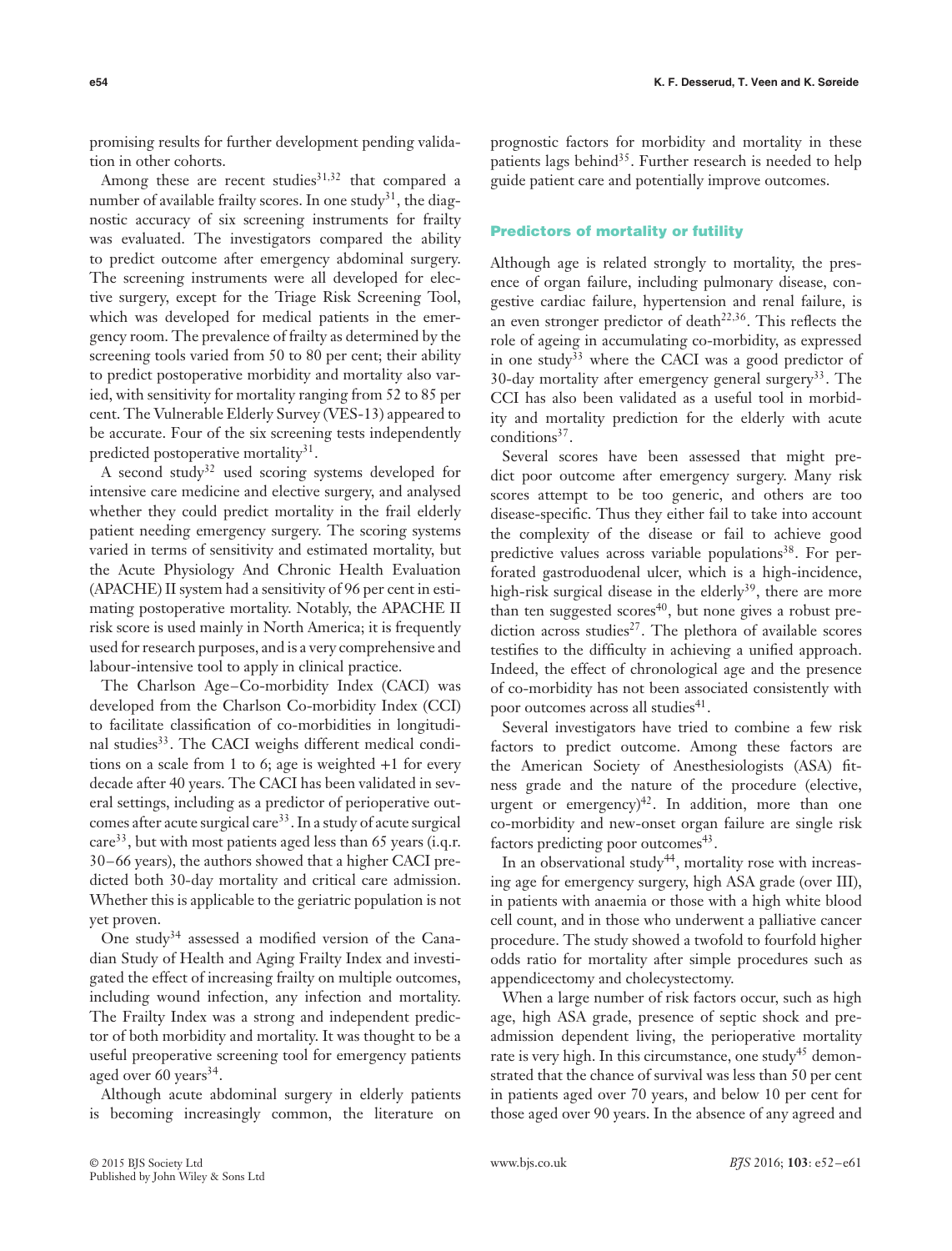promising results for further development pending validation in other cohorts.

Among these are recent studies[31,32] that compared a number of available frailty scores. In one study[31], the diagnostic accuracy of six screening instruments for frailty was evaluated. The investigators compared the ability to predict outcome after emergency abdominal surgery. The screening instruments were all developed for elective surgery, except for the Triage Risk Screening Tool, which was developed for medical patients in the emergency room. The prevalence of frailty as determined by the screening tools varied from 50 to 80 per cent; their ability to predict postoperative morbidity and mortality also varied, with sensitivity for mortality ranging from 52 to 85 per cent. The Vulnerable Elderly Survey (VES-13) appeared to be accurate. Four of the six screening tests independently predicted postoperative mortality[31].

A second study[32] used scoring systems developed for intensive care medicine and elective surgery, and analysed whether they could predict mortality in the frail elderly patient needing emergency surgery. The scoring systems varied in terms of sensitivity and estimated mortality, but the Acute Physiology And Chronic Health Evaluation (APACHE) II system had a sensitivity of 96 per cent in estimating postoperative mortality. Notably, the APACHE II risk score is used mainly in North America; it is frequently used for research purposes, and is a very comprehensive and labour-intensive tool to apply in clinical practice.

The Charlson Age–Co-morbidity Index (CACI) was developed from the Charlson Co-morbidity Index (CCI) to facilitate classification of co-morbidities in longitudinal studies[33]. The CACI weighs different medical conditions on a scale from 1 to 6; age is weighted +1 for every decade after 40 years. The CACI has been validated in several settings, including as a predictor of perioperative outcomes after acute surgical care[33]. In a study of acute surgical care[33], but with most patients aged less than 65 years (i.q.r. 30–66 years), the authors showed that a higher CACI predicted both 30-day mortality and critical care admission. Whether this is applicable to the geriatric population is not yet proven.

One study[34] assessed a modified version of the Canadian Study of Health and Aging Frailty Index and investigated the effect of increasing frailty on multiple outcomes, including wound infection, any infection and mortality. The Frailty Index was a strong and independent predictor of both morbidity and mortality. It was thought to be a useful preoperative screening tool for emergency patients aged over 60 years[34].

Although acute abdominal surgery in elderly patients is becoming increasingly common, the literature on prognostic factors for morbidity and mortality in these patients lags behind[35]. Further research is needed to help guide patient care and potentially improve outcomes.

## Predictors of mortality or futility

Although age is related strongly to mortality, the presence of organ failure, including pulmonary disease, congestive cardiac failure, hypertension and renal failure, is an even stronger predictor of death[22,36]. This reflects the role of ageing in accumulating co-morbidity, as expressed in one study[33] where the CACI was a good predictor of 30-day mortality after emergency general surgery[33]. The CCI has also been validated as a useful tool in morbidity and mortality prediction for the elderly with acute conditions[37].

Several scores have been assessed that might predict poor outcome after emergency surgery. Many risk scores attempt to be too generic, and others are too disease-specific. Thus they either fail to take into account the complexity of the disease or fail to achieve good predictive values across variable populations[38]. For perforated gastroduodenal ulcer, which is a high-incidence, high-risk surgical disease in the elderly[39], there are more than ten suggested scores[40], but none gives a robust prediction across studies[27]. The plethora of available scores testifies to the difficulty in achieving a unified approach. Indeed, the effect of chronological age and the presence of co-morbidity has not been associated consistently with poor outcomes across all studies[41].

Several investigators have tried to combine a few risk factors to predict outcome. Among these factors are the American Society of Anesthesiologists (ASA) fitness grade and the nature of the procedure (elective, urgent or emergency)[42]. In addition, more than one co-morbidity and new-onset organ failure are single risk factors predicting poor outcomes[43].

In an observational study[44], mortality rose with increasing age for emergency surgery, high ASA grade (over III), in patients with anaemia or those with a high white blood cell count, and in those who underwent a palliative cancer procedure. The study showed a twofold to fourfold higher odds ratio for mortality after simple procedures such as appendicectomy and cholecystectomy.

When a large number of risk factors occur, such as high age, high ASA grade, presence of septic shock and pre-admission dependent living, the perioperative mortality rate is very high. In this circumstance, one study[45] demonstrated that the chance of survival was less than 50 per cent in patients aged over 70 years, and below 10 per cent for those aged over 90 years. In the absence of any agreed and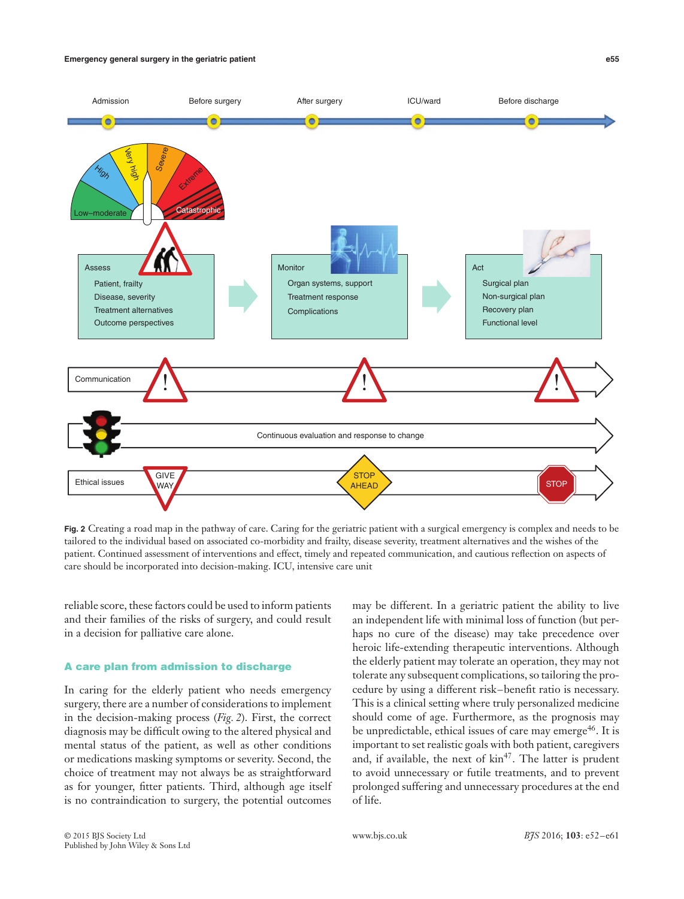Fig. 2 Creating a road map in the pathway of care. Caring for the geriatric patient with a surgical emergency is complex and needs to be tailored to the individual based on associated co-morbidity and frailty, disease severity, treatment alternatives and the wishes of the patient. Continued assessment of interventions and effect, timely and repeated communication, and cautious reflection on aspects of care should be incorporated into decision-making. ICU, intensive care unit

reliable score, these factors could be used to inform patients and their families of the risks of surgery, and could result in a decision for palliative care alone.

## A care plan from admission to discharge

In caring for the elderly patient who needs emergency surgery, there are a number of considerations to implement in the decision-making process (*Fig. 2*). First, the correct diagnosis may be difficult owing to the altered physical and mental status of the patient, as well as other conditions or medications masking symptoms or severity. Second, the choice of treatment may not always be as straightforward as for younger, fitter patients. Third, although age itself is no contraindication to surgery, the potential outcomes may be different. In a geriatric patient the ability to live an independent life with minimal loss of function (but perhaps no cure of the disease) may take precedence over heroic life-extending therapeutic interventions. Although the elderly patient may tolerate an operation, they may not tolerate any subsequent complications, so tailoring the procedure by using a different risk–benefit ratio is necessary. This is a clinical setting where truly personalized medicine should come of age. Furthermore, as the prognosis may be unpredictable, ethical issues of care may emerge[46]. It is important to set realistic goals with both patient, caregivers and, if available, the next of kin[47]. The latter is prudent to avoid unnecessary or futile treatments, and to prevent prolonged suffering and unnecessary procedures at the end of life.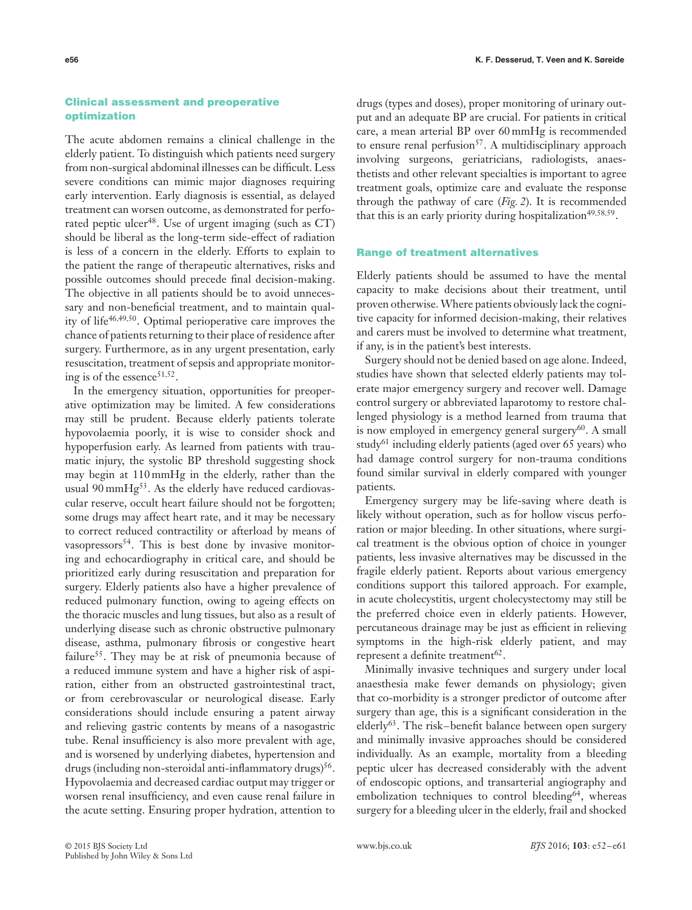## Clinical assessment and preoperative optimization

The acute abdomen remains a clinical challenge in the elderly patient. To distinguish which patients need surgery from non-surgical abdominal illnesses can be difficult. Less severe conditions can mimic major diagnoses requiring early intervention. Early diagnosis is essential, as delayed treatment can worsen outcome, as demonstrated for perforated peptic ulcer[48]. Use of urgent imaging (such as CT) should be liberal as the long-term side-effect of radiation is less of a concern in the elderly. Efforts to explain to the patient the range of therapeutic alternatives, risks and possible outcomes should precede final decision-making. The objective in all patients should be to avoid unnecessary and non-beneficial treatment, and to maintain quality of life[46,49,50]. Optimal perioperative care improves the chance of patients returning to their place of residence after surgery. Furthermore, as in any urgent presentation, early resuscitation, treatment of sepsis and appropriate monitoring is of the essence[51,52].

In the emergency situation, opportunities for preoperative optimization may be limited. A few considerations may still be prudent. Because elderly patients tolerate hypovolaemia poorly, it is wise to consider shock and hypoperfusion early. As learned from patients with traumatic injury, the systolic BP threshold suggesting shock may begin at 110 mmHg in the elderly, rather than the usual 90 mmHg[53]. As the elderly have reduced cardiovascular reserve, occult heart failure should not be forgotten; some drugs may affect heart rate, and it may be necessary to correct reduced contractility or afterload by means of vasopressors[54]. This is best done by invasive monitoring and echocardiography in critical care, and should be prioritized early during resuscitation and preparation for surgery. Elderly patients also have a higher prevalence of reduced pulmonary function, owing to ageing effects on the thoracic muscles and lung tissues, but also as a result of underlying disease such as chronic obstructive pulmonary disease, asthma, pulmonary fibrosis or congestive heart failure[55]. They may be at risk of pneumonia because of a reduced immune system and have a higher risk of aspiration, either from an obstructed gastrointestinal tract, or from cerebrovascular or neurological disease. Early considerations should include ensuring a patent airway and relieving gastric contents by means of a nasogastric tube. Renal insufficiency is also more prevalent with age, and is worsened by underlying diabetes, hypertension and drugs (including non-steroidal anti-inflammatory drugs)[56]. Hypovolaemia and decreased cardiac output may trigger or worsen renal insufficiency, and even cause renal failure in the acute setting. Ensuring proper hydration, attention to drugs (types and doses), proper monitoring of urinary output and an adequate BP are crucial. For patients in critical care, a mean arterial BP over 60 mmHg is recommended to ensure renal perfusion[57]. A multidisciplinary approach involving surgeons, geriatricians, radiologists, anaesthetists and other relevant specialties is important to agree treatment goals, optimize care and evaluate the response through the pathway of care (*Fig. 2*). It is recommended that this is an early priority during hospitalization[49,58,59].

## Range of treatment alternatives

Elderly patients should be assumed to have the mental capacity to make decisions about their treatment, until proven otherwise. Where patients obviously lack the cognitive capacity for informed decision-making, their relatives and carers must be involved to determine what treatment, if any, is in the patient's best interests.

Surgery should not be denied based on age alone. Indeed, studies have shown that selected elderly patients may tolerate major emergency surgery and recover well. Damage control surgery or abbreviated laparotomy to restore challenged physiology is a method learned from trauma that is now employed in emergency general surgery[60]. A small study[61] including elderly patients (aged over 65 years) who had damage control surgery for non-trauma conditions found similar survival in elderly compared with younger patients.

Emergency surgery may be life-saving where death is likely without operation, such as for hollow viscus perforation or major bleeding. In other situations, where surgical treatment is the obvious option of choice in younger patients, less invasive alternatives may be discussed in the fragile elderly patient. Reports about various emergency conditions support this tailored approach. For example, in acute cholecystitis, urgent cholecystectomy may still be the preferred choice even in elderly patients. However, percutaneous drainage may be just as efficient in relieving symptoms in the high-risk elderly patient, and may represent a definite treatment[62].

Minimally invasive techniques and surgery under local anaesthesia make fewer demands on physiology; given that co-morbidity is a stronger predictor of outcome after surgery than age, this is a significant consideration in the elderly[63]. The risk–benefit balance between open surgery and minimally invasive approaches should be considered individually. As an example, mortality from a bleeding peptic ulcer has decreased considerably with the advent of endoscopic options, and transarterial angiography and embolization techniques to control bleeding[64], whereas surgery for a bleeding ulcer in the elderly, frail and shocked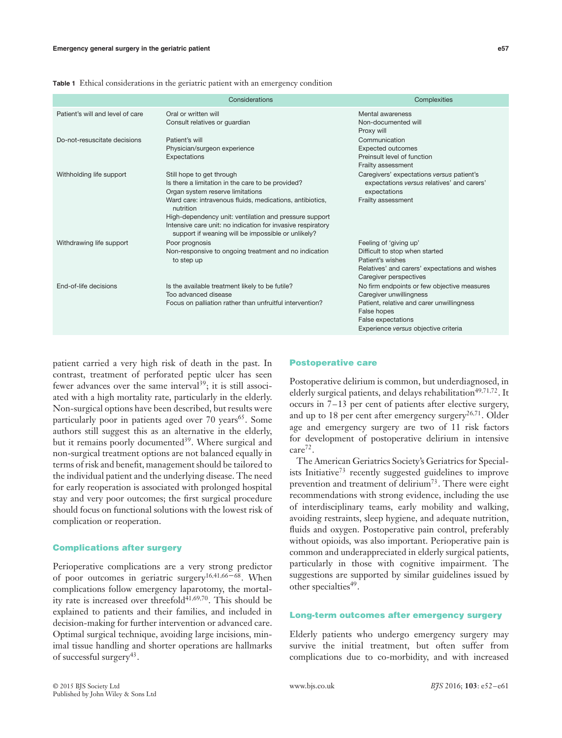**Table 1** Ethical considerations in the geriatric patient with an emergency condition

| | Considerations | Complexities |
|---|---|---|
| Patient's will and level of care | Oral or written will<br>Consult relatives or guardian | Mental awareness<br>Non-documented will<br>Proxy will |
| Do-not-resuscitate decisions | Patient's will<br>Physician/surgeon experience<br>Expectations | Communication<br>Expected outcomes<br>Preinsult level of function<br>Frailty assessment |
| Withholding life support | Still hope to get through<br>Is there a limitation in the care to be provided?<br>Organ system reserve limitations<br>Ward care: intravenous fluids, medications, antibiotics, nutrition<br>High-dependency unit: ventilation and pressure support<br>Intensive care unit: no indication for invasive respiratory support if weaning will be impossible or unlikely? | Caregivers' expectations *versus* patient's expectations *versus* relatives' and carers' expectations<br>Frailty assessment |
| Withdrawing life support | Poor prognosis<br>Non-responsive to ongoing treatment and no indication to step up | Feeling of 'giving up'<br>Difficult to stop when started<br>Patient's wishes<br>Relatives' and carers' expectations and wishes<br>Caregiver perspectives |
| End-of-life decisions | Is the available treatment likely to be futile?<br>Too advanced disease<br>Focus on palliation rather than unfruitful intervention? | No firm endpoints or few objective measures<br>Caregiver unwillingness<br>Patient, relative and carer unwillingness<br>False hopes<br>False expectations<br>Experience *versus* objective criteria |

patient carried a very high risk of death in the past. In contrast, treatment of perforated peptic ulcer has seen fewer advances over the same interval[39]; it is still associated with a high mortality rate, particularly in the elderly. Non-surgical options have been described, but results were particularly poor in patients aged over 70 years[65]. Some authors still suggest this as an alternative in the elderly, but it remains poorly documented[39]. Where surgical and non-surgical treatment options are not balanced equally in terms of risk and benefit, management should be tailored to the individual patient and the underlying disease. The need for early reoperation is associated with prolonged hospital stay and very poor outcomes; the first surgical procedure should focus on functional solutions with the lowest risk of complication or reoperation.

### Complications after surgery

Perioperative complications are a very strong predictor of poor outcomes in geriatric surgery[16,41,66–68]. When complications follow emergency laparotomy, the mortality rate is increased over threefold[41,69,70]. This should be explained to patients and their families, and included in decision-making for further intervention or advanced care. Optimal surgical technique, avoiding large incisions, minimal tissue handling and shorter operations are hallmarks of successful surgery[43].

### Postoperative care

Postoperative delirium is common, but underdiagnosed, in elderly surgical patients, and delays rehabilitation[49,71,72]. It occurs in 7–13 per cent of patients after elective surgery, and up to 18 per cent after emergency surgery[26,71]. Older age and emergency surgery are two of 11 risk factors for development of postoperative delirium in intensive care[72].

The American Geriatrics Society's Geriatrics for Specialists Initiative[73] recently suggested guidelines to improve prevention and treatment of delirium[73]. There were eight recommendations with strong evidence, including the use of interdisciplinary teams, early mobility and walking, avoiding restraints, sleep hygiene, and adequate nutrition, fluids and oxygen. Postoperative pain control, preferably without opioids, was also important. Perioperative pain is common and underappreciated in elderly surgical patients, particularly in those with cognitive impairment. The suggestions are supported by similar guidelines issued by other specialties[49].

### Long-term outcomes after emergency surgery

Elderly patients who undergo emergency surgery may survive the initial treatment, but often suffer from complications due to co-morbidity, and with increased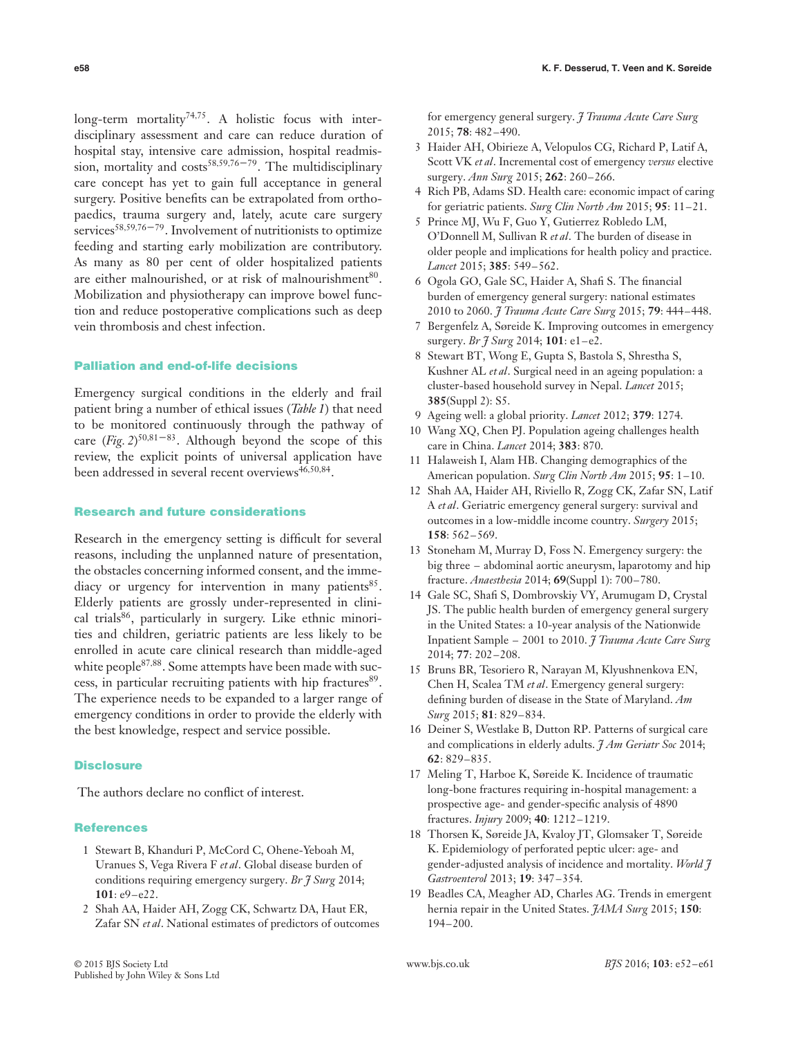long-term mortality[74,75]. A holistic focus with interdisciplinary assessment and care can reduce duration of hospital stay, intensive care admission, hospital readmission, mortality and costs[58,59,76–79]. The multidisciplinary care concept has yet to gain full acceptance in general surgery. Positive benefits can be extrapolated from orthopaedics, trauma surgery and, lately, acute care surgery services[58,59,76–79]. Involvement of nutritionists to optimize feeding and starting early mobilization are contributory. As many as 80 per cent of older hospitalized patients are either malnourished, or at risk of malnourishment[80]. Mobilization and physiotherapy can improve bowel function and reduce postoperative complications such as deep vein thrombosis and chest infection.

## Palliation and end-of-life decisions

Emergency surgical conditions in the elderly and frail patient bring a number of ethical issues (*Table 1*) that need to be monitored continuously through the pathway of care (*Fig. 2*)[50,81–83]. Although beyond the scope of this review, the explicit points of universal application have been addressed in several recent overviews[46,50,84].

## Research and future considerations

Research in the emergency setting is difficult for several reasons, including the unplanned nature of presentation, the obstacles concerning informed consent, and the immediacy or urgency for intervention in many patients[85]. Elderly patients are grossly under-represented in clinical trials[86], particularly in surgery. Like ethnic minorities and children, geriatric patients are less likely to be enrolled in acute care clinical research than middle-aged white people[87,88]. Some attempts have been made with success, in particular recruiting patients with hip fractures[89]. The experience needs to be expanded to a larger range of emergency conditions in order to provide the elderly with the best knowledge, respect and service possible.

## Disclosure

The authors declare no conflict of interest.

## References

1. Stewart B, Khanduri P, McCord C, Ohene-Yeboah M, Uranues S, Vega Rivera F *et al*. Global disease burden of conditions requiring emergency surgery. *Br J Surg* 2014; **101**: e9–e22.
2. Shah AA, Haider AH, Zogg CK, Schwartz DA, Haut ER, Zafar SN *et al*. National estimates of predictors of outcomes for emergency general surgery. *J Trauma Acute Care Surg* 2015; **78**: 482–490.
3. Haider AH, Obirieze A, Velopulos CG, Richard P, Latif A, Scott VK *et al*. Incremental cost of emergency *versus* elective surgery. *Ann Surg* 2015; **262**: 260–266.
4. Rich PB, Adams SD. Health care: economic impact of caring for geriatric patients. *Surg Clin North Am* 2015; **95**: 11–21.
5. Prince MJ, Wu F, Guo Y, Gutierrez Robledo LM, O'Donnell M, Sullivan R *et al*. The burden of disease in older people and implications for health policy and practice. *Lancet* 2015; **385**: 549–562.
6. Ogola GO, Gale SC, Haider A, Shafi S. The financial burden of emergency general surgery: national estimates 2010 to 2060. *J Trauma Acute Care Surg* 2015; **79**: 444–448.
7. Bergenfelz A, Søreide K. Improving outcomes in emergency surgery. *Br J Surg* 2014; **101**: e1–e2.
8. Stewart BT, Wong E, Gupta S, Bastola S, Shrestha S, Kushner AL *et al*. Surgical need in an ageing population: a cluster-based household survey in Nepal. *Lancet* 2015; **385**(Suppl 2): S5.
9. Ageing well: a global priority. *Lancet* 2012; **379**: 1274.
10. Wang XQ, Chen PJ. Population ageing challenges health care in China. *Lancet* 2014; **383**: 870.
11. Halaweish I, Alam HB. Changing demographics of the American population. *Surg Clin North Am* 2015; **95**: 1–10.
12. Shah AA, Haider AH, Riviello R, Zogg CK, Zafar SN, Latif A *et al*. Geriatric emergency general surgery: survival and outcomes in a low-middle income country. *Surgery* 2015; **158**: 562–569.
13. Stoneham M, Murray D, Foss N. Emergency surgery: the big three – abdominal aortic aneurysm, laparotomy and hip fracture. *Anaesthesia* 2014; **69**(Suppl 1): 700–780.
14. Gale SC, Shafi S, Dombrovskiy VY, Arumugam D, Crystal JS. The public health burden of emergency general surgery in the United States: a 10-year analysis of the Nationwide Inpatient Sample – 2001 to 2010. *J Trauma Acute Care Surg* 2014; **77**: 202–208.
15. Bruns BR, Tesoriero R, Narayan M, Klyushnenkova EN, Chen H, Scalea TM *et al*. Emergency general surgery: defining burden of disease in the State of Maryland. *Am Surg* 2015; **81**: 829–834.
16. Deiner S, Westlake B, Dutton RP. Patterns of surgical care and complications in elderly adults. *J Am Geriatr Soc* 2014; **62**: 829–835.
17. Meling T, Harboe K, Søreide K. Incidence of traumatic long-bone fractures requiring in-hospital management: a prospective age- and gender-specific analysis of 4890 fractures. *Injury* 2009; **40**: 1212–1219.
18. Thorsen K, Søreide JA, Kvaloy JT, Glomsaker T, Søreide K. Epidemiology of perforated peptic ulcer: age- and gender-adjusted analysis of incidence and mortality. *World J Gastroenterol* 2013; **19**: 347–354.
19. Beadles CA, Meagher AD, Charles AG. Trends in emergent hernia repair in the United States. *JAMA Surg* 2015; **150**: 194–200.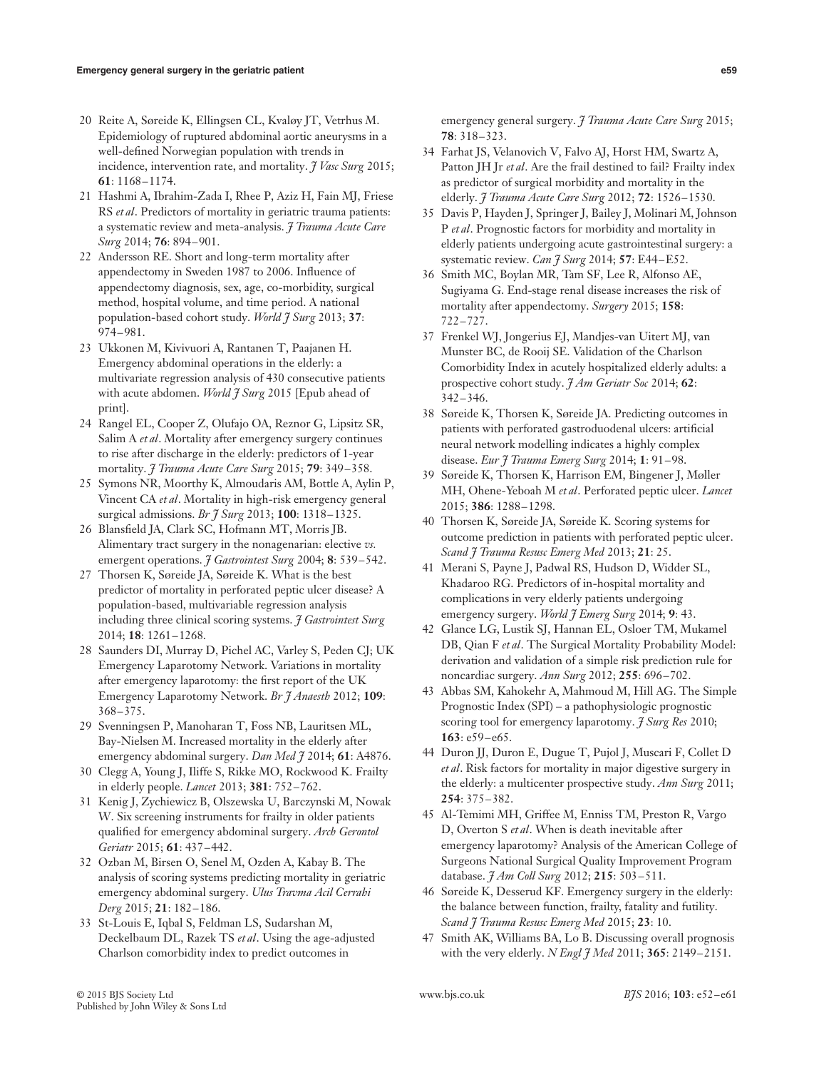20 Reite A, Søreide K, Ellingsen CL, Kvaløy JT, Vetrhus M. Epidemiology of ruptured abdominal aortic aneurysms in a well-defined Norwegian population with trends in incidence, intervention rate, and mortality. *J Vasc Surg* 2015; **61**: 1168–1174.

21 Hashmi A, Ibrahim-Zada I, Rhee P, Aziz H, Fain MJ, Friese RS *et al*. Predictors of mortality in geriatric trauma patients: a systematic review and meta-analysis. *J Trauma Acute Care Surg* 2014; **76**: 894–901.

22 Andersson RE. Short and long-term mortality after appendectomy in Sweden 1987 to 2006. Influence of appendectomy diagnosis, sex, age, co-morbidity, surgical method, hospital volume, and time period. A national population-based cohort study. *World J Surg* 2013; **37**: 974–981.

23 Ukkonen M, Kivivuori A, Rantanen T, Paajanen H. Emergency abdominal operations in the elderly: a multivariate regression analysis of 430 consecutive patients with acute abdomen. *World J Surg* 2015 [Epub ahead of print].

24 Rangel EL, Cooper Z, Olufajo OA, Reznor G, Lipsitz SR, Salim A *et al*. Mortality after emergency surgery continues to rise after discharge in the elderly: predictors of 1-year mortality. *J Trauma Acute Care Surg* 2015; **79**: 349–358.

25 Symons NR, Moorthy K, Almoudaris AM, Bottle A, Aylin P, Vincent CA *et al*. Mortality in high-risk emergency general surgical admissions. *Br J Surg* 2013; **100**: 1318–1325.

26 Blansfield JA, Clark SC, Hofmann MT, Morris JB. Alimentary tract surgery in the nonagenarian: elective *vs.* emergent operations. *J Gastrointest Surg* 2004; **8**: 539–542.

27 Thorsen K, Søreide JA, Søreide K. What is the best predictor of mortality in perforated peptic ulcer disease? A population-based, multivariable regression analysis including three clinical scoring systems. *J Gastrointest Surg* 2014; **18**: 1261–1268.

28 Saunders DI, Murray D, Pichel AC, Varley S, Peden CJ; UK Emergency Laparotomy Network. Variations in mortality after emergency laparotomy: the first report of the UK Emergency Laparotomy Network. *Br J Anaesth* 2012; **109**: 368–375.

29 Svenningsen P, Manoharan T, Foss NB, Lauritsen ML, Bay-Nielsen M. Increased mortality in the elderly after emergency abdominal surgery. *Dan Med J* 2014; **61**: A4876.

30 Clegg A, Young J, Iliffe S, Rikke MO, Rockwood K. Frailty in elderly people. *Lancet* 2013; **381**: 752–762.

31 Kenig J, Zychiewicz B, Olszewska U, Barczynski M, Nowak W. Six screening instruments for frailty in older patients qualified for emergency abdominal surgery. *Arch Gerontol Geriatr* 2015; **61**: 437–442.

32 Ozban M, Birsen O, Senel M, Ozden A, Kabay B. The analysis of scoring systems predicting mortality in geriatric emergency abdominal surgery. *Ulus Travma Acil Cerrahi Derg* 2015; **21**: 182–186.

33 St-Louis E, Iqbal S, Feldman LS, Sudarshan M, Deckelbaum DL, Razek TS *et al*. Using the age-adjusted Charlson comorbidity index to predict outcomes in emergency general surgery. *J Trauma Acute Care Surg* 2015; **78**: 318–323.

34 Farhat JS, Velanovich V, Falvo AJ, Horst HM, Swartz A, Patton JH Jr *et al*. Are the frail destined to fail? Frailty index as predictor of surgical morbidity and mortality in the elderly. *J Trauma Acute Care Surg* 2012; **72**: 1526–1530.

35 Davis P, Hayden J, Springer J, Bailey J, Molinari M, Johnson P *et al*. Prognostic factors for morbidity and mortality in elderly patients undergoing acute gastrointestinal surgery: a systematic review. *Can J Surg* 2014; **57**: E44–E52.

36 Smith MC, Boylan MR, Tam SF, Lee R, Alfonso AE, Sugiyama G. End-stage renal disease increases the risk of mortality after appendectomy. *Surgery* 2015; **158**: 722–727.

37 Frenkel WJ, Jongerius EJ, Mandjes-van Uitert MJ, van Munster BC, de Rooij SE. Validation of the Charlson Comorbidity Index in acutely hospitalized elderly adults: a prospective cohort study. *J Am Geriatr Soc* 2014; **62**: 342–346.

38 Søreide K, Thorsen K, Søreide JA. Predicting outcomes in patients with perforated gastroduodenal ulcers: artificial neural network modelling indicates a highly complex disease. *Eur J Trauma Emerg Surg* 2014; **1**: 91–98.

39 Søreide K, Thorsen K, Harrison EM, Bingener J, Møller MH, Ohene-Yeboah M *et al*. Perforated peptic ulcer. *Lancet* 2015; **386**: 1288–1298.

40 Thorsen K, Søreide JA, Søreide K. Scoring systems for outcome prediction in patients with perforated peptic ulcer. *Scand J Trauma Resusc Emerg Med* 2013; **21**: 25.

41 Merani S, Payne J, Padwal RS, Hudson D, Widder SL, Khadaroo RG. Predictors of in-hospital mortality and complications in very elderly patients undergoing emergency surgery. *World J Emerg Surg* 2014; **9**: 43.

42 Glance LG, Lustik SJ, Hannan EL, Osloer TM, Mukamel DB, Qian F *et al*. The Surgical Mortality Probability Model: derivation and validation of a simple risk prediction rule for noncardiac surgery. *Ann Surg* 2012; **255**: 696–702.

43 Abbas SM, Kahokehr A, Mahmoud M, Hill AG. The Simple Prognostic Index (SPI) – a pathophysiologic prognostic scoring tool for emergency laparotomy. *J Surg Res* 2010; **163**: e59–e65.

44 Duron JJ, Duron E, Dugue T, Pujol J, Muscari F, Collet D *et al*. Risk factors for mortality in major digestive surgery in the elderly: a multicenter prospective study. *Ann Surg* 2011; **254**: 375–382.

45 Al-Temimi MH, Griffee M, Enniss TM, Preston R, Vargo D, Overton S *et al*. When is death inevitable after emergency laparotomy? Analysis of the American College of Surgeons National Surgical Quality Improvement Program database. *J Am Coll Surg* 2012; **215**: 503–511.

46 Søreide K, Desserud KF. Emergency surgery in the elderly: the balance between function, frailty, fatality and futility. *Scand J Trauma Resusc Emerg Med* 2015; **23**: 10.

47 Smith AK, Williams BA, Lo B. Discussing overall prognosis with the very elderly. *N Engl J Med* 2011; **365**: 2149–2151.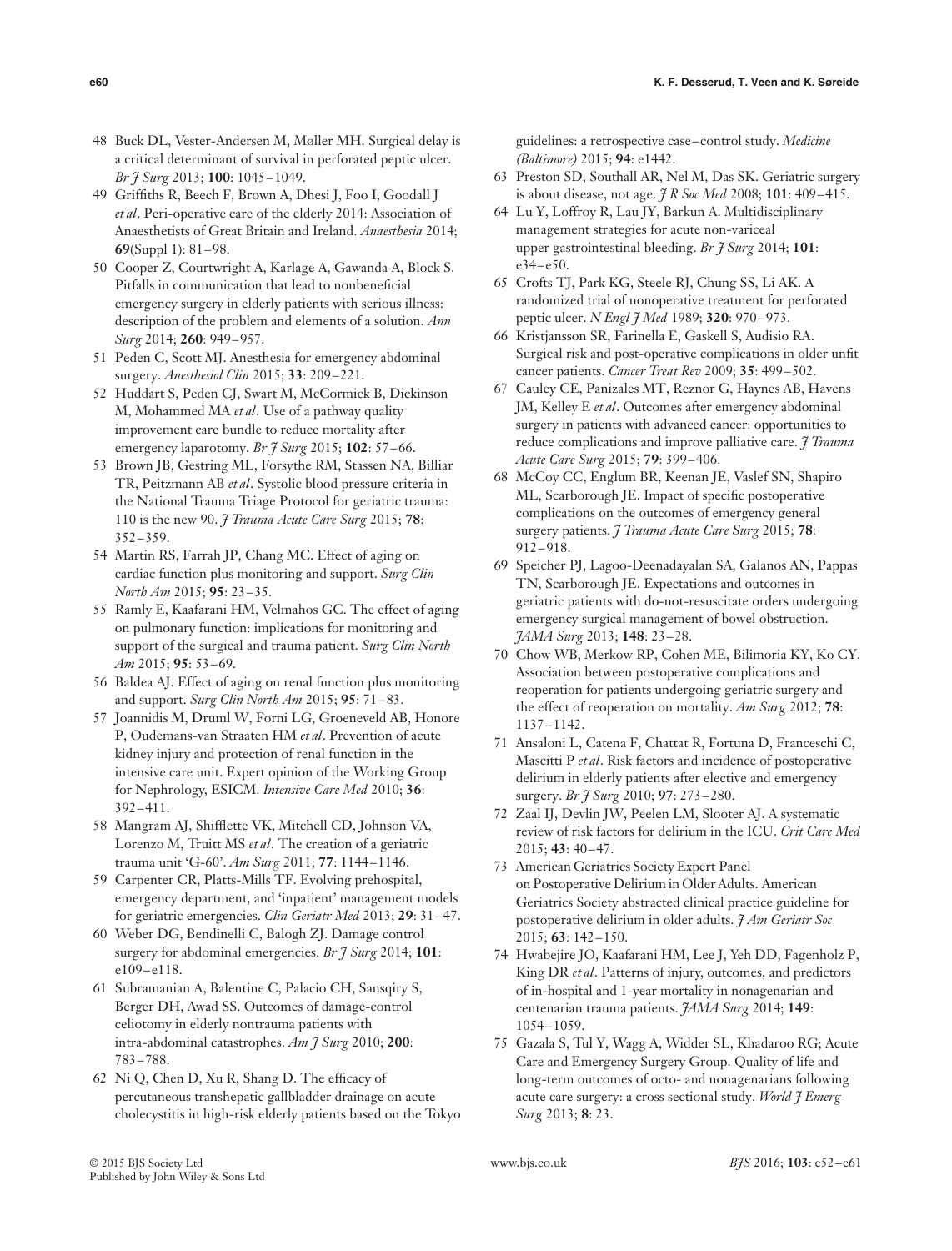48 Buck DL, Vester-Andersen M, Møller MH. Surgical delay is a critical determinant of survival in perforated peptic ulcer. *Br J Surg* 2013; **100**: 1045–1049.

49 Griffiths R, Beech F, Brown A, Dhesi J, Foo I, Goodall J *et al*. Peri-operative care of the elderly 2014: Association of Anaesthetists of Great Britain and Ireland. *Anaesthesia* 2014; **69**(Suppl 1): 81–98.

50 Cooper Z, Courtwright A, Karlage A, Gawanda A, Block S. Pitfalls in communication that lead to nonbeneficial emergency surgery in elderly patients with serious illness: description of the problem and elements of a solution. *Ann Surg* 2014; **260**: 949–957.

51 Peden C, Scott MJ. Anesthesia for emergency abdominal surgery. *Anesthesiol Clin* 2015; **33**: 209–221.

52 Huddart S, Peden CJ, Swart M, McCormick B, Dickinson M, Mohammed MA *et al*. Use of a pathway quality improvement care bundle to reduce mortality after emergency laparotomy. *Br J Surg* 2015; **102**: 57–66.

53 Brown JB, Gestring ML, Forsythe RM, Stassen NA, Billiar TR, Peitzmann AB *et al*. Systolic blood pressure criteria in the National Trauma Triage Protocol for geriatric trauma: 110 is the new 90. *J Trauma Acute Care Surg* 2015; **78**: 352–359.

54 Martin RS, Farrah JP, Chang MC. Effect of aging on cardiac function plus monitoring and support. *Surg Clin North Am* 2015; **95**: 23–35.

55 Ramly E, Kaafarani HM, Velmahos GC. The effect of aging on pulmonary function: implications for monitoring and support of the surgical and trauma patient. *Surg Clin North Am* 2015; **95**: 53–69.

56 Baldea AJ. Effect of aging on renal function plus monitoring and support. *Surg Clin North Am* 2015; **95**: 71–83.

57 Joannidis M, Druml W, Forni LG, Groeneveld AB, Honore P, Oudemans-van Straaten HM *et al*. Prevention of acute kidney injury and protection of renal function in the intensive care unit. Expert opinion of the Working Group for Nephrology, ESICM. *Intensive Care Med* 2010; **36**: 392–411.

58 Mangram AJ, Shifflette VK, Mitchell CD, Johnson VA, Lorenzo M, Truitt MS *et al*. The creation of a geriatric trauma unit 'G-60'. *Am Surg* 2011; **77**: 1144–1146.

59 Carpenter CR, Platts-Mills TF. Evolving prehospital, emergency department, and 'inpatient' management models for geriatric emergencies. *Clin Geriatr Med* 2013; **29**: 31–47.

60 Weber DG, Bendinelli C, Balogh ZJ. Damage control surgery for abdominal emergencies. *Br J Surg* 2014; **101**: e109–e118.

61 Subramanian A, Balentine C, Palacio CH, Sansqiry S, Berger DH, Awad SS. Outcomes of damage-control celiotomy in elderly nontrauma patients with intra-abdominal catastrophes. *Am J Surg* 2010; **200**: 783–788.

62 Ni Q, Chen D, Xu R, Shang D. The efficacy of percutaneous transhepatic gallbladder drainage on acute cholecystitis in high-risk elderly patients based on the Tokyo guidelines: a retrospective case–control study. *Medicine (Baltimore)* 2015; **94**: e1442.

63 Preston SD, Southall AR, Nel M, Das SK. Geriatric surgery is about disease, not age. *J R Soc Med* 2008; **101**: 409–415.

64 Lu Y, Loffroy R, Lau JY, Barkun A. Multidisciplinary management strategies for acute non-variceal upper gastrointestinal bleeding. *Br J Surg* 2014; **101**: e34–e50.

65 Crofts TJ, Park KG, Steele RJ, Chung SS, Li AK. A randomized trial of nonoperative treatment for perforated peptic ulcer. *N Engl J Med* 1989; **320**: 970–973.

66 Kristjansson SR, Farinella E, Gaskell S, Audisio RA. Surgical risk and post-operative complications in older unfit cancer patients. *Cancer Treat Rev* 2009; **35**: 499–502.

67 Cauley CE, Panizales MT, Reznor G, Haynes AB, Havens JM, Kelley E *et al*. Outcomes after emergency abdominal surgery in patients with advanced cancer: opportunities to reduce complications and improve palliative care. *J Trauma Acute Care Surg* 2015; **79**: 399–406.

68 McCoy CC, Englum BR, Keenan JE, Vaslef SN, Shapiro ML, Scarborough JE. Impact of specific postoperative complications on the outcomes of emergency general surgery patients. *J Trauma Acute Care Surg* 2015; **78**: 912–918.

69 Speicher PJ, Lagoo-Deenadayalan SA, Galanos AN, Pappas TN, Scarborough JE. Expectations and outcomes in geriatric patients with do-not-resuscitate orders undergoing emergency surgical management of bowel obstruction. *JAMA Surg* 2013; **148**: 23–28.

70 Chow WB, Merkow RP, Cohen ME, Bilimoria KY, Ko CY. Association between postoperative complications and reoperation for patients undergoing geriatric surgery and the effect of reoperation on mortality. *Am Surg* 2012; **78**: 1137–1142.

71 Ansaloni L, Catena F, Chattat R, Fortuna D, Franceschi C, Mascitti P *et al*. Risk factors and incidence of postoperative delirium in elderly patients after elective and emergency surgery. *Br J Surg* 2010; **97**: 273–280.

72 Zaal IJ, Devlin JW, Peelen LM, Slooter AJ. A systematic review of risk factors for delirium in the ICU. *Crit Care Med* 2015; **43**: 40–47.

73 American Geriatrics Society Expert Panel on Postoperative Delirium in Older Adults. American Geriatrics Society abstracted clinical practice guideline for postoperative delirium in older adults. *J Am Geriatr Soc* 2015; **63**: 142–150.

74 Hwabejire JO, Kaafarani HM, Lee J, Yeh DD, Fagenholz P, King DR *et al*. Patterns of injury, outcomes, and predictors of in-hospital and 1-year mortality in nonagenarian and centenarian trauma patients. *JAMA Surg* 2014; **149**: 1054–1059.

75 Gazala S, Tul Y, Wagg A, Widder SL, Khadaroo RG; Acute Care and Emergency Surgery Group. Quality of life and long-term outcomes of octo- and nonagenarians following acute care surgery: a cross sectional study. *World J Emerg Surg* 2013; **8**: 23.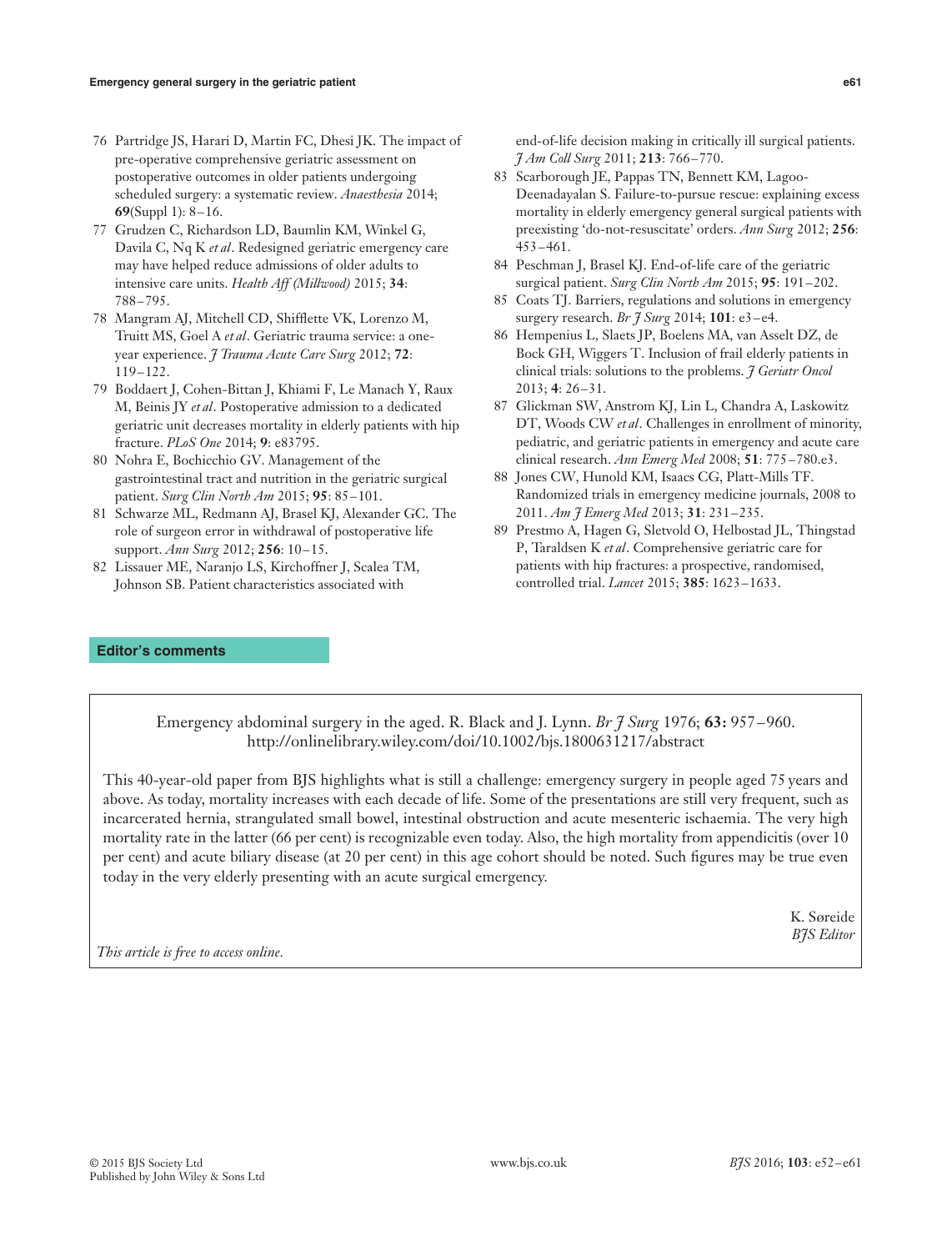76 Partridge JS, Harari D, Martin FC, Dhesi JK. The impact of pre-operative comprehensive geriatric assessment on postoperative outcomes in older patients undergoing scheduled surgery: a systematic review. *Anaesthesia* 2014; **69**(Suppl 1): 8–16.

77 Grudzen C, Richardson LD, Baumlin KM, Winkel G, Davila C, Nq K *et al*. Redesigned geriatric emergency care may have helped reduce admissions of older adults to intensive care units. *Health Aff (Millwood)* 2015; **34**: 788–795.

78 Mangram AJ, Mitchell CD, Shifflette VK, Lorenzo M, Truitt MS, Goel A *et al*. Geriatric trauma service: a one-year experience. *J Trauma Acute Care Surg* 2012; **72**: 119–122.

79 Boddaert J, Cohen-Bittan J, Khiami F, Le Manach Y, Raux M, Beinis JY *et al*. Postoperative admission to a dedicated geriatric unit decreases mortality in elderly patients with hip fracture. *PLoS One* 2014; **9**: e83795.

80 Nohra E, Bochicchio GV. Management of the gastrointestinal tract and nutrition in the geriatric surgical patient. *Surg Clin North Am* 2015; **95**: 85–101.

81 Schwarze ML, Redmann AJ, Brasel KJ, Alexander GC. The role of surgeon error in withdrawal of postoperative life support. *Ann Surg* 2012; **256**: 10–15.

82 Lissauer ME, Naranjo LS, Kirchoffner J, Scalea TM, Johnson SB. Patient characteristics associated with end-of-life decision making in critically ill surgical patients. *J Am Coll Surg* 2011; **213**: 766–770.

83 Scarborough JE, Pappas TN, Bennett KM, Lagoo-Deenadayalan S. Failure-to-pursue rescue: explaining excess mortality in elderly emergency general surgical patients with preexisting 'do-not-resuscitate' orders. *Ann Surg* 2012; **256**: 453–461.

84 Peschman J, Brasel KJ. End-of-life care of the geriatric surgical patient. *Surg Clin North Am* 2015; **95**: 191–202.

85 Coats TJ. Barriers, regulations and solutions in emergency surgery research. *Br J Surg* 2014; **101**: e3–e4.

86 Hempenius L, Slaets JP, Boelens MA, van Asselt DZ, de Bock GH, Wiggers T. Inclusion of frail elderly patients in clinical trials: solutions to the problems. *J Geriatr Oncol* 2013; **4**: 26–31.

87 Glickman SW, Anstrom KJ, Lin L, Chandra A, Laskowitz DT, Woods CW *et al*. Challenges in enrollment of minority, pediatric, and geriatric patients in emergency and acute care clinical research. *Ann Emerg Med* 2008; **51**: 775–780.e3.

88 Jones CW, Hunold KM, Isaacs CG, Platt-Mills TF. Randomized trials in emergency medicine journals, 2008 to 2011. *Am J Emerg Med* 2013; **31**: 231–235.

89 Prestmo A, Hagen G, Sletvold O, Helbostad JL, Thingstad P, Taraldsen K *et al*. Comprehensive geriatric care for patients with hip fractures: a prospective, randomised, controlled trial. *Lancet* 2015; **385**: 1623–1633.

## Editor's comments

Emergency abdominal surgery in the aged. R. Black and J. Lynn. *Br J Surg* 1976; **63:** 957–960.
http://onlinelibrary.wiley.com/doi/10.1002/bjs.1800631217/abstract

This 40-year-old paper from BJS highlights what is still a challenge: emergency surgery in people aged 75 years and above. As today, mortality increases with each decade of life. Some of the presentations are still very frequent, such as incarcerated hernia, strangulated small bowel, intestinal obstruction and acute mesenteric ischaemia. The very high mortality rate in the latter (66 per cent) is recognizable even today. Also, the high mortality from appendicitis (over 10 per cent) and acute biliary disease (at 20 per cent) in this age cohort should be noted. Such figures may be true even today in the very elderly presenting with an acute surgical emergency.

K. Søreide
*BJS Editor*

*This article is free to access online.*